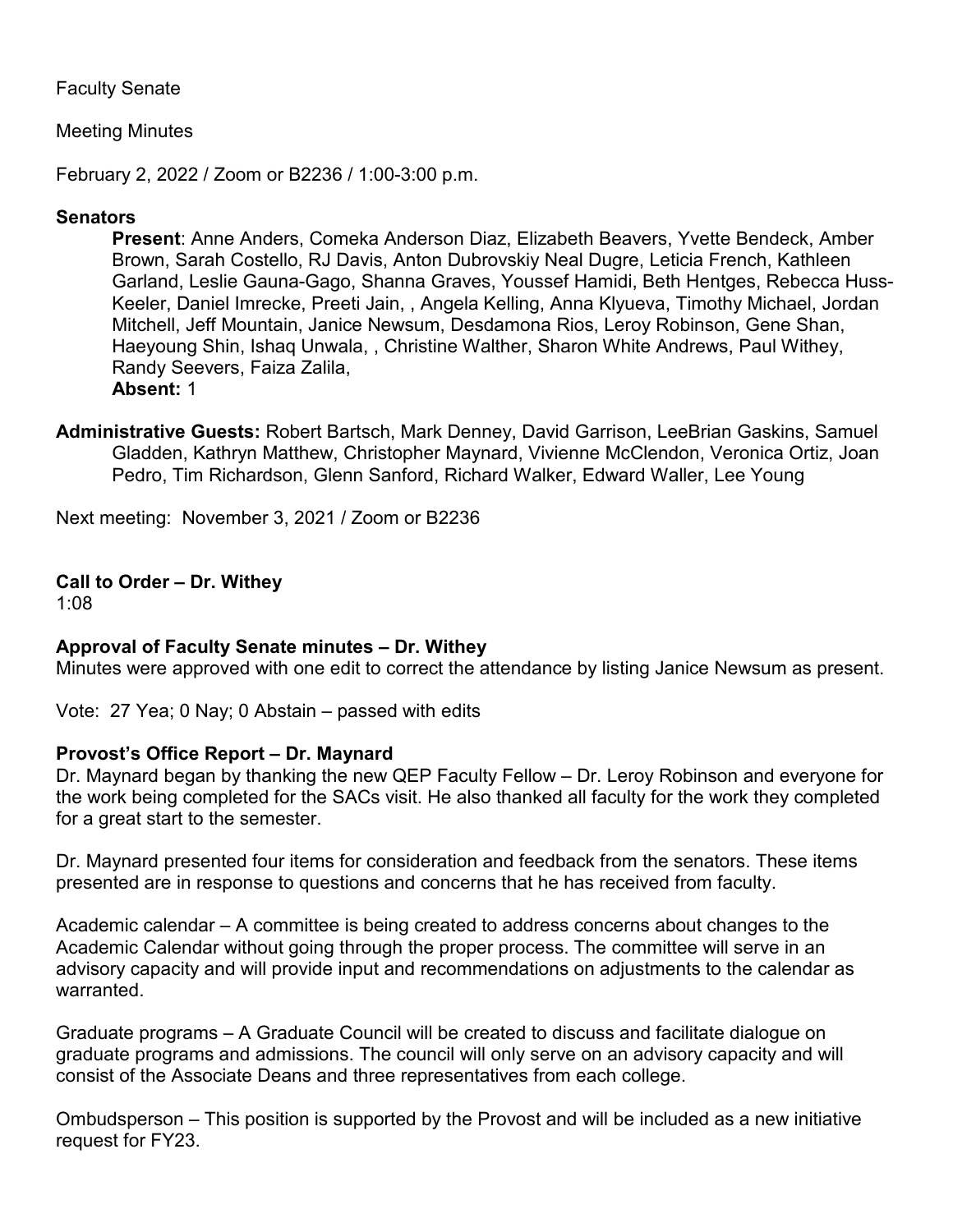Faculty Senate

Meeting Minutes

February 2, 2022 / Zoom or B2236 / 1:00-3:00 p.m.

**Senators**

**Present**: Anne Anders, Comeka Anderson Diaz, Elizabeth Beavers, Yvette Bendeck, Amber Brown, Sarah Costello, RJ Davis, Anton Dubrovskiy Neal Dugre, Leticia French, Kathleen Garland, Leslie Gauna-Gago, Shanna Graves, Youssef Hamidi, Beth Hentges, Rebecca Huss-Keeler, Daniel Imrecke, Preeti Jain, , Angela Kelling, Anna Klyueva, Timothy Michael, Jordan Mitchell, Jeff Mountain, Janice Newsum, Desdamona Rios, Leroy Robinson, Gene Shan, Haeyoung Shin, Ishaq Unwala, , Christine Walther, Sharon White Andrews, Paul Withey, Randy Seevers, Faiza Zalila,

**Absent:** 1

**Administrative Guests:** Robert Bartsch, Mark Denney, David Garrison, LeeBrian Gaskins, Samuel Gladden, Kathryn Matthew, Christopher Maynard, Vivienne McClendon, Veronica Ortiz, Joan Pedro, Tim Richardson, Glenn Sanford, Richard Walker, Edward Waller, Lee Young

Next meeting: November 3, 2021 / Zoom or B2236

**Call to Order – Dr. Withey**

1:08

**Approval of Faculty Senate minutes – Dr. Withey**

Minutes were approved with one edit to correct the attendance by listing Janice Newsum as present.

Vote: 27 Yea; 0 Nay; 0 Abstain – passed with edits

**Provost's Office Report – Dr. Maynard**

Dr. Maynard began by thanking the new QEP Faculty Fellow – Dr. Leroy Robinson and everyone for the work being completed for the SACs visit. He also thanked all faculty for the work they completed for a great start to the semester.

Dr. Maynard presented four items for consideration and feedback from the senators. These items presented are in response to questions and concerns that he has received from faculty.

Academic calendar – A committee is being created to address concerns about changes to the Academic Calendar without going through the proper process. The committee will serve in an advisory capacity and will provide input and recommendations on adjustments to the calendar as warranted.

Graduate programs – A Graduate Council will be created to discuss and facilitate dialogue on graduate programs and admissions. The council will only serve on an advisory capacity and will consist of the Associate Deans and three representatives from each college.

Ombudsperson – This position is supported by the Provost and will be included as a new initiative request for FY23.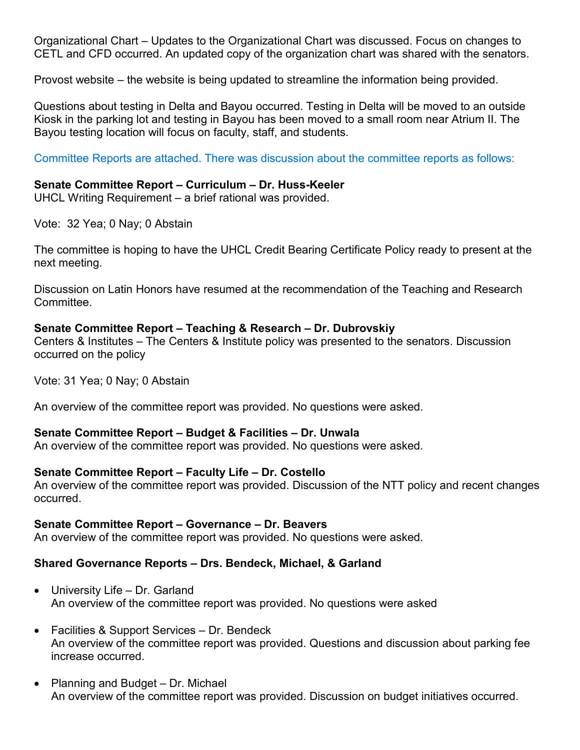Organizational Chart – Updates to the Organizational Chart was discussed. Focus on changes to CETL and CFD occurred. An updated copy of the organization chart was shared with the senators.

Provost website – the website is being updated to streamline the information being provided.

Questions about testing in Delta and Bayou occurred. Testing in Delta will be moved to an outside Kiosk in the parking lot and testing in Bayou has been moved to a small room near Atrium II. The Bayou testing location will focus on faculty, staff, and students.

Committee Reports are attached. There was discussion about the committee reports as follows:

**Senate Committee Report – Curriculum – Dr. Huss-Keeler**
UHCL Writing Requirement – a brief rational was provided.

Vote: 32 Yea; 0 Nay; 0 Abstain

The committee is hoping to have the UHCL Credit Bearing Certificate Policy ready to present at the next meeting.

Discussion on Latin Honors have resumed at the recommendation of the Teaching and Research Committee.

**Senate Committee Report – Teaching & Research – Dr. Dubrovskiy**
Centers & Institutes – The Centers & Institute policy was presented to the senators. Discussion occurred on the policy

Vote: 31 Yea; 0 Nay; 0 Abstain

An overview of the committee report was provided. No questions were asked.

**Senate Committee Report – Budget & Facilities – Dr. Unwala**
An overview of the committee report was provided. No questions were asked.

**Senate Committee Report – Faculty Life – Dr. Costello**
An overview of the committee report was provided. Discussion of the NTT policy and recent changes occurred.

**Senate Committee Report – Governance – Dr. Beavers**
An overview of the committee report was provided. No questions were asked.

**Shared Governance Reports – Drs. Bendeck, Michael, & Garland**

- University Life – Dr. Garland
  An overview of the committee report was provided. No questions were asked

- Facilities & Support Services – Dr. Bendeck
  An overview of the committee report was provided. Questions and discussion about parking fee increase occurred.

- Planning and Budget – Dr. Michael
  An overview of the committee report was provided. Discussion on budget initiatives occurred.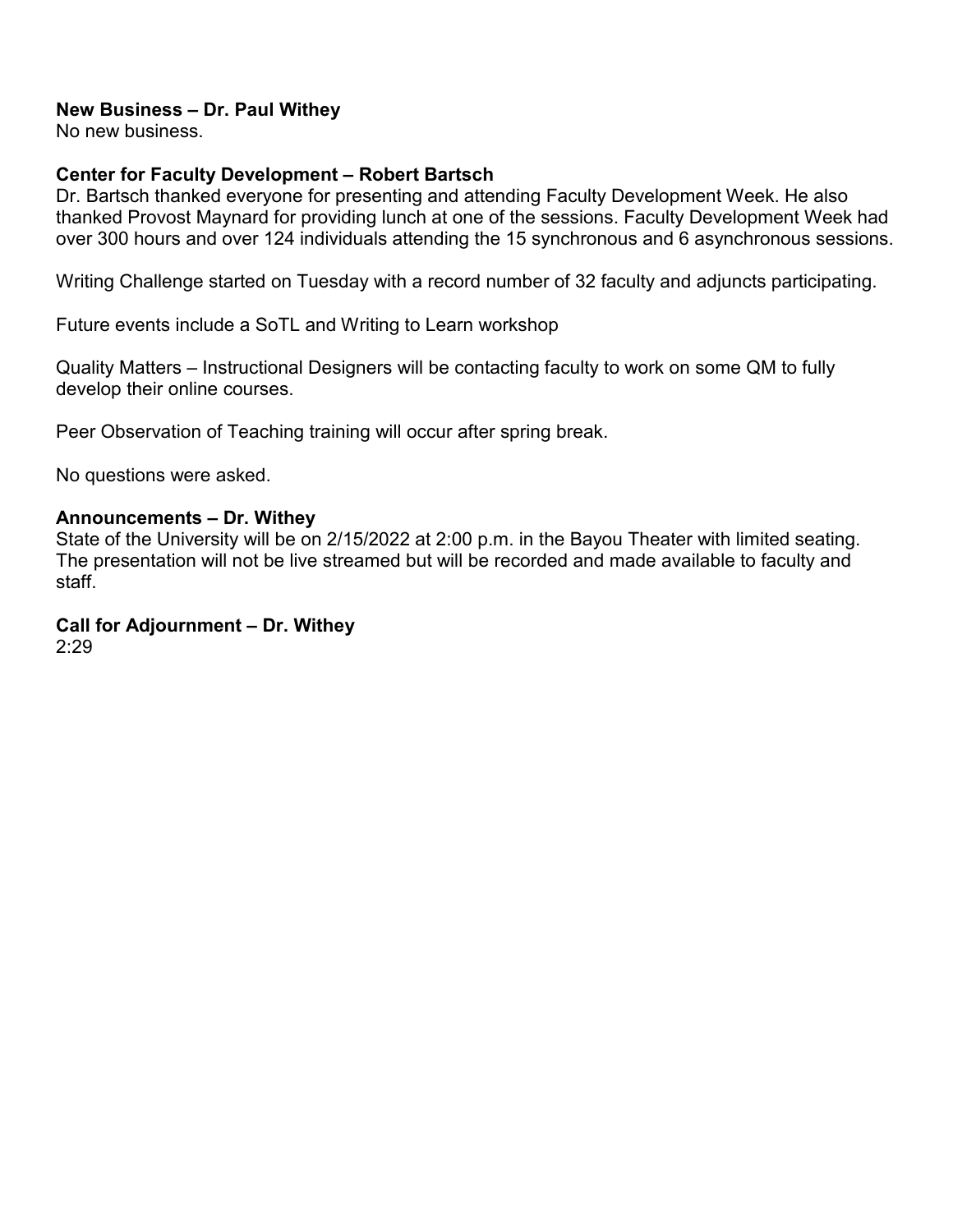**New Business – Dr. Paul Withey**
No new business.

**Center for Faculty Development – Robert Bartsch**
Dr. Bartsch thanked everyone for presenting and attending Faculty Development Week. He also thanked Provost Maynard for providing lunch at one of the sessions. Faculty Development Week had over 300 hours and over 124 individuals attending the 15 synchronous and 6 asynchronous sessions.

Writing Challenge started on Tuesday with a record number of 32 faculty and adjuncts participating.

Future events include a SoTL and Writing to Learn workshop

Quality Matters – Instructional Designers will be contacting faculty to work on some QM to fully develop their online courses.

Peer Observation of Teaching training will occur after spring break.

No questions were asked.

**Announcements – Dr. Withey**
State of the University will be on 2/15/2022 at 2:00 p.m. in the Bayou Theater with limited seating. The presentation will not be live streamed but will be recorded and made available to faculty and staff.

**Call for Adjournment – Dr. Withey**
2:29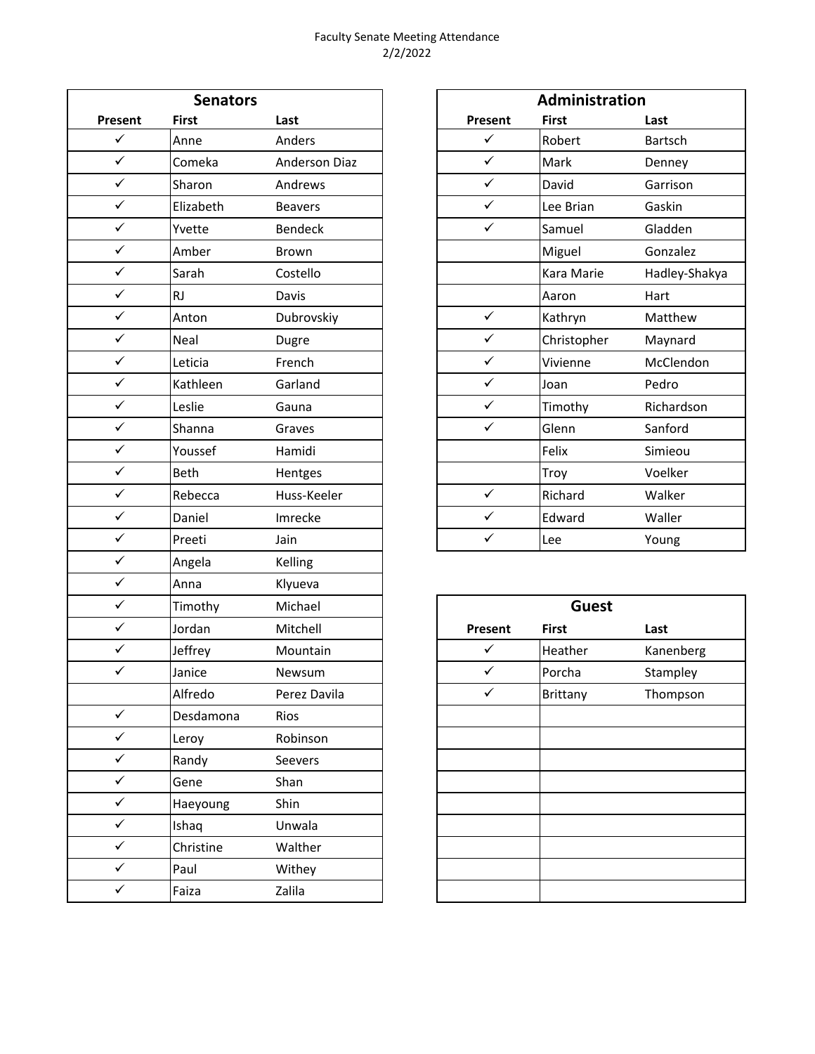Faculty Senate Meeting Attendance
2/2/2022

## Senators

| Present | First | Last |
|---|---|---|
| ✓ | Anne | Anders |
| ✓ | Comeka | Anderson Diaz |
| ✓ | Sharon | Andrews |
| ✓ | Elizabeth | Beavers |
| ✓ | Yvette | Bendeck |
| ✓ | Amber | Brown |
| ✓ | Sarah | Costello |
| ✓ | RJ | Davis |
| ✓ | Anton | Dubrovskiy |
| ✓ | Neal | Dugre |
| ✓ | Leticia | French |
| ✓ | Kathleen | Garland |
| ✓ | Leslie | Gauna |
| ✓ | Shanna | Graves |
| ✓ | Youssef | Hamidi |
| ✓ | Beth | Hentges |
| ✓ | Rebecca | Huss-Keeler |
| ✓ | Daniel | Imrecke |
| ✓ | Preeti | Jain |
| ✓ | Angela | Kelling |
| ✓ | Anna | Klyueva |
| ✓ | Timothy | Michael |
| ✓ | Jordan | Mitchell |
| ✓ | Jeffrey | Mountain |
| ✓ | Janice | Newsum |
| | Alfredo | Perez Davila |
| ✓ | Desdamona | Rios |
| ✓ | Leroy | Robinson |
| ✓ | Randy | Seevers |
| ✓ | Gene | Shan |
| ✓ | Haeyoung | Shin |
| ✓ | Ishaq | Unwala |
| ✓ | Christine | Walther |
| ✓ | Paul | Withey |
| ✓ | Faiza | Zalila |

## Administration

| Present | First | Last |
|---|---|---|
| ✓ | Robert | Bartsch |
| ✓ | Mark | Denney |
| ✓ | David | Garrison |
| ✓ | Lee Brian | Gaskin |
| ✓ | Samuel | Gladden |
| | Miguel | Gonzalez |
| | Kara Marie | Hadley-Shakya |
| | Aaron | Hart |
| ✓ | Kathryn | Matthew |
| ✓ | Christopher | Maynard |
| ✓ | Vivienne | McClendon |
| ✓ | Joan | Pedro |
| ✓ | Timothy | Richardson |
| ✓ | Glenn | Sanford |
| | Felix | Simieou |
| | Troy | Voelker |
| ✓ | Richard | Walker |
| ✓ | Edward | Waller |
| ✓ | Lee | Young |

## Guest

| Present | First | Last |
|---|---|---|
| ✓ | Heather | Kanenberg |
| ✓ | Porcha | Stampley |
| ✓ | Brittany | Thompson |
| | | |
| | | |
| | | |
| | | |
| | | |
| | | |
| | | |
| | | |
| | | |